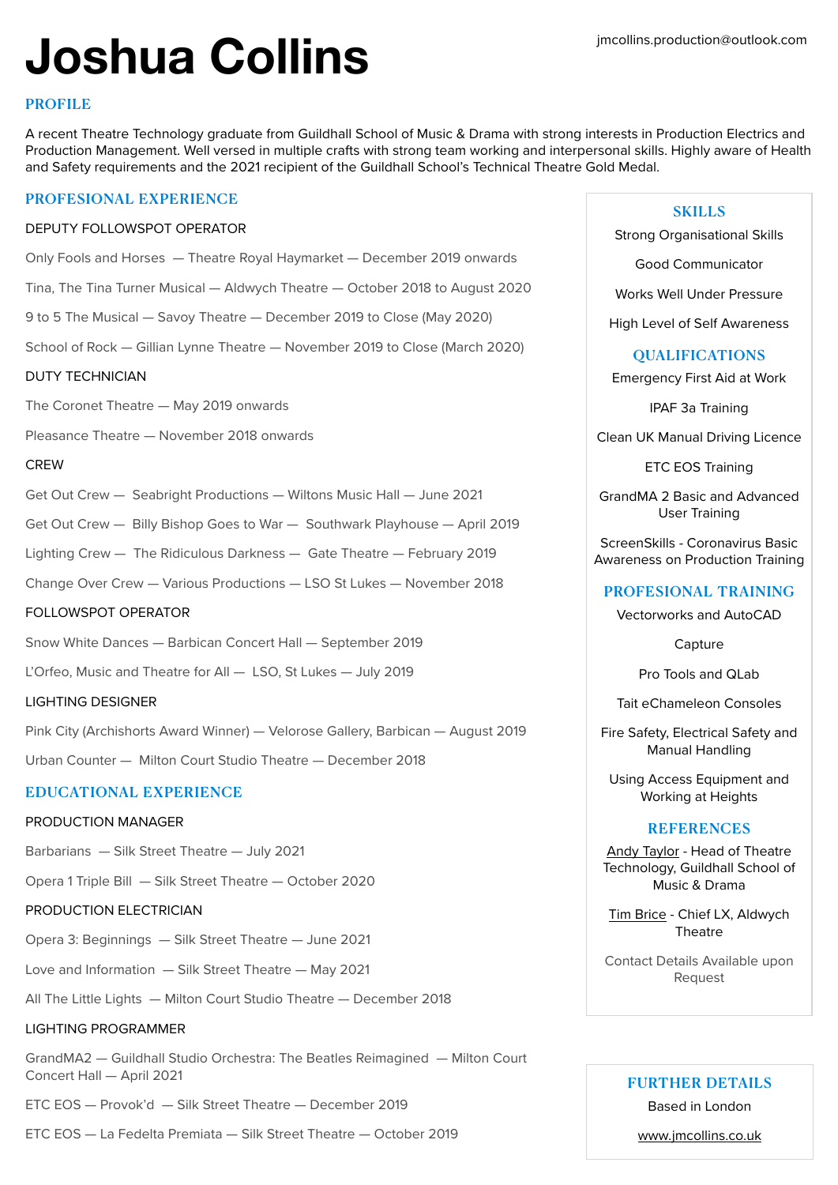# Joshua Collins

jmcollins.production@outlook.com

## PROFILE

A recent Theatre Technology graduate from Guildhall School of Music & Drama with strong interests in Production Electrics and Production Management. Well versed in multiple crafts with strong team working and interpersonal skills. Highly aware of Health and Safety requirements and the 2021 recipient of the Guildhall School's Technical Theatre Gold Medal.

## PROFESIONAL EXPERIENCE

### DEPUTY FOLLOWSPOT OPERATOR

Only Fools and Horses — Theatre Royal Haymarket — December 2019 onwards

Tina, The Tina Turner Musical — Aldwych Theatre — October 2018 to August 2020

9 to 5 The Musical — Savoy Theatre — December 2019 to Close (May 2020)

School of Rock — Gillian Lynne Theatre — November 2019 to Close (March 2020)

### DUTY TECHNICIAN

The Coronet Theatre — May 2019 onwards

Pleasance Theatre — November 2018 onwards

### CREW

Get Out Crew — Seabright Productions — Wiltons Music Hall — June 2021

Get Out Crew — Billy Bishop Goes to War — Southwark Playhouse — April 2019

Lighting Crew — The Ridiculous Darkness — Gate Theatre — February 2019

Change Over Crew — Various Productions — LSO St Lukes — November 2018

### FOLLOWSPOT OPERATOR

Snow White Dances — Barbican Concert Hall — September 2019

L'Orfeo, Music and Theatre for All — LSO, St Lukes — July 2019

### LIGHTING DESIGNER

Pink City (Archishorts Award Winner) — Velorose Gallery, Barbican — August 2019

Urban Counter — Milton Court Studio Theatre — December 2018

## EDUCATIONAL EXPERIENCE

### PRODUCTION MANAGER

Barbarians — Silk Street Theatre — July 2021

Opera 1 Triple Bill — Silk Street Theatre — October 2020

### PRODUCTION ELECTRICIAN

Opera 3: Beginnings — Silk Street Theatre — June 2021

Love and Information — Silk Street Theatre — May 2021

All The Little Lights — Milton Court Studio Theatre — December 2018

### LIGHTING PROGRAMMER

GrandMA2 — Guildhall Studio Orchestra: The Beatles Reimagined — Milton Court Concert Hall — April 2021

ETC EOS — Provok'd — Silk Street Theatre — December 2019

ETC EOS — La Fedelta Premiata — Silk Street Theatre — October 2019

## SKILLS

Strong Organisational Skills

Good Communicator

Works Well Under Pressure

High Level of Self Awareness

## QUALIFICATIONS

Emergency First Aid at Work

IPAF 3a Training

Clean UK Manual Driving Licence

ETC EOS Training

GrandMA 2 Basic and Advanced User Training

ScreenSkills - Coronavirus Basic Awareness on Production Training

## PROFESIONAL TRAINING

Vectorworks and AutoCAD

Capture

Pro Tools and QLab

Tait eChameleon Consoles

Fire Safety, Electrical Safety and Manual Handling

Using Access Equipment and Working at Heights

## REFERENCES

Andy Taylor - Head of Theatre Technology, Guildhall School of Music & Drama

Tim Brice - Chief LX, Aldwych Theatre

Contact Details Available upon Request

## FURTHER DETAILS

Based in London

www.jmcollins.co.uk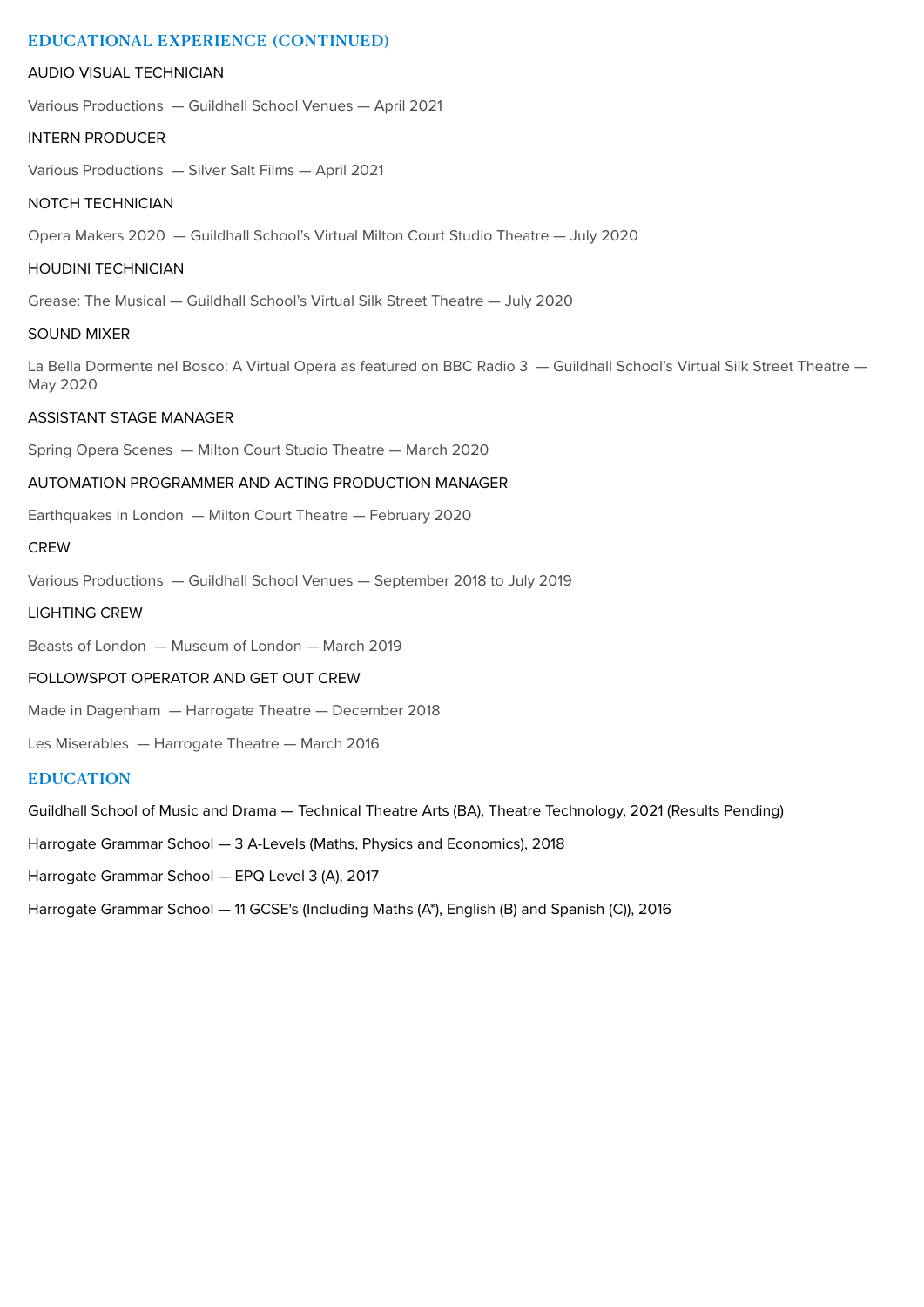## EDUCATIONAL EXPERIENCE (CONTINUED)

AUDIO VISUAL TECHNICIAN

Various Productions — Guildhall School Venues — April 2021

INTERN PRODUCER

Various Productions — Silver Salt Films — April 2021

NOTCH TECHNICIAN

Opera Makers 2020 — Guildhall School's Virtual Milton Court Studio Theatre — July 2020

HOUDINI TECHNICIAN

Grease: The Musical — Guildhall School's Virtual Silk Street Theatre — July 2020

SOUND MIXER

La Bella Dormente nel Bosco: A Virtual Opera as featured on BBC Radio 3 — Guildhall School's Virtual Silk Street Theatre — May 2020

ASSISTANT STAGE MANAGER

Spring Opera Scenes — Milton Court Studio Theatre — March 2020

AUTOMATION PROGRAMMER AND ACTING PRODUCTION MANAGER

Earthquakes in London — Milton Court Theatre — February 2020

CREW

Various Productions — Guildhall School Venues — September 2018 to July 2019

LIGHTING CREW

Beasts of London — Museum of London — March 2019

FOLLOWSPOT OPERATOR AND GET OUT CREW

Made in Dagenham — Harrogate Theatre — December 2018

Les Miserables — Harrogate Theatre — March 2016

## EDUCATION

Guildhall School of Music and Drama — Technical Theatre Arts (BA), Theatre Technology, 2021 (Results Pending)

Harrogate Grammar School — 3 A-Levels (Maths, Physics and Economics), 2018

Harrogate Grammar School — EPQ Level 3 (A), 2017

Harrogate Grammar School — 11 GCSE's (Including Maths (A*), English (B) and Spanish (C)), 2016